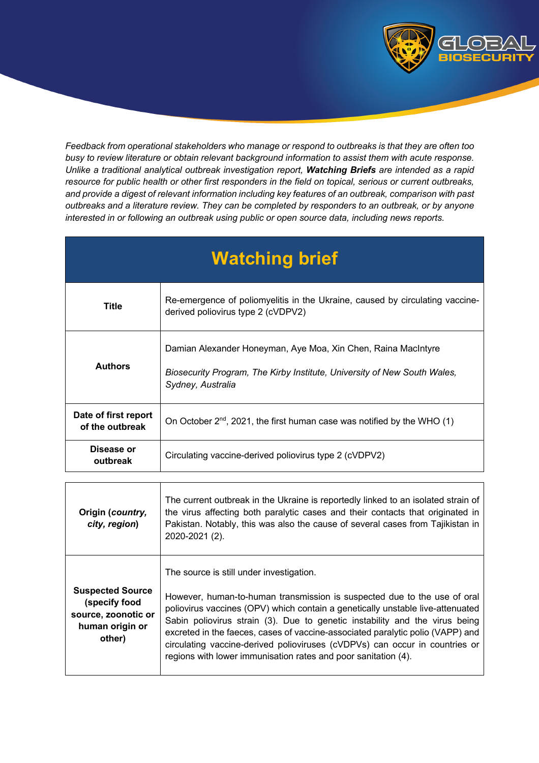*Feedback from operational stakeholders who manage or respond to outbreaks is that they are often too busy to review literature or obtain relevant background information to assist them with acute response. Unlike a traditional analytical outbreak investigation report, **Watching Briefs** are intended as a rapid resource for public health or other first responders in the field on topical, serious or current outbreaks, and provide a digest of relevant information including key features of an outbreak, comparison with past outbreaks and a literature review. They can be completed by responders to an outbreak, or by anyone interested in or following an outbreak using public or open source data, including news reports.*

| Watching brief | |
|---|---|
| **Title** | Re-emergence of poliomyelitis in the Ukraine, caused by circulating vaccine-derived poliovirus type 2 (cVDPV2) |
| **Authors** | Damian Alexander Honeyman, Aye Moa, Xin Chen, Raina MacIntyre<br><br>*Biosecurity Program, The Kirby Institute, University of New South Wales, Sydney, Australia* |
| **Date of first report of the outbreak** | On October 2nd, 2021, the first human case was notified by the WHO (1) |
| **Disease or outbreak** | Circulating vaccine-derived poliovirus type 2 (cVDPV2) |
| **Origin (*country, city, region*)** | The current outbreak in the Ukraine is reportedly linked to an isolated strain of the virus affecting both paralytic cases and their contacts that originated in Pakistan. Notably, this was also the cause of several cases from Tajikistan in 2020-2021 (2). |
| **Suspected Source (specify food source, zoonotic or human origin or other)** | The source is still under investigation.<br><br>However, human-to-human transmission is suspected due to the use of oral poliovirus vaccines (OPV) which contain a genetically unstable live-attenuated Sabin poliovirus strain (3). Due to genetic instability and the virus being excreted in the faeces, cases of vaccine-associated paralytic polio (VAPP) and circulating vaccine-derived polioviruses (cVDPVs) can occur in countries or regions with lower immunisation rates and poor sanitation (4). |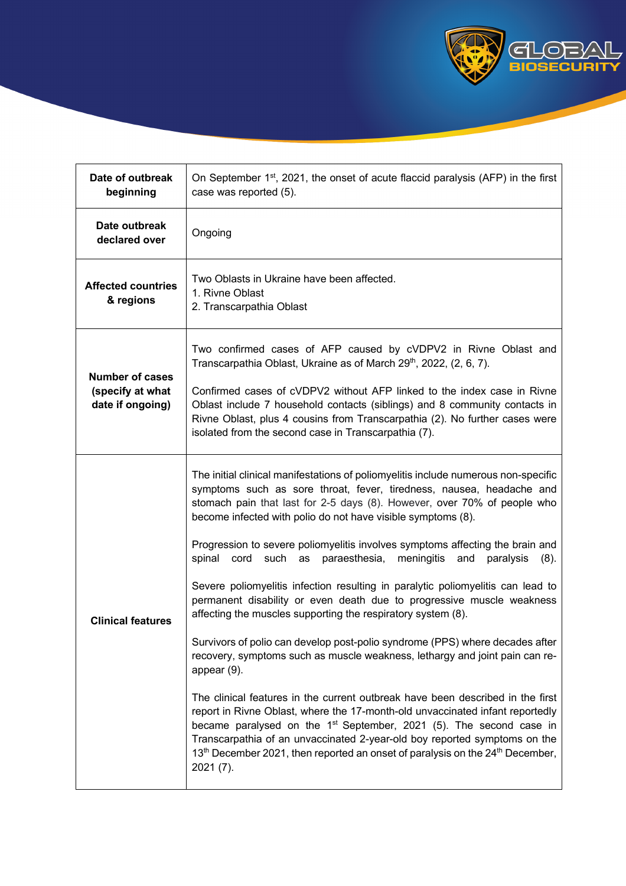| Date of outbreak beginning | On September 1st, 2021, the onset of acute flaccid paralysis (AFP) in the first case was reported (5). |
|---|---|
| Date outbreak declared over | Ongoing |
| Affected countries & regions | Two Oblasts in Ukraine have been affected.<br>1. Rivne Oblast<br>2. Transcarpathia Oblast |
| Number of cases (specify at what date if ongoing) | Two confirmed cases of AFP caused by cVDPV2 in Rivne Oblast and Transcarpathia Oblast, Ukraine as of March 29th, 2022, (2, 6, 7).<br><br>Confirmed cases of cVDPV2 without AFP linked to the index case in Rivne Oblast include 7 household contacts (siblings) and 8 community contacts in Rivne Oblast, plus 4 cousins from Transcarpathia (2). No further cases were isolated from the second case in Transcarpathia (7). |
| Clinical features | The initial clinical manifestations of poliomyelitis include numerous non-specific symptoms such as sore throat, fever, tiredness, nausea, headache and stomach pain that last for 2-5 days (8). However, over 70% of people who become infected with polio do not have visible symptoms (8).<br><br>Progression to severe poliomyelitis involves symptoms affecting the brain and spinal cord such as paraesthesia, meningitis and paralysis (8).<br><br>Severe poliomyelitis infection resulting in paralytic poliomyelitis can lead to permanent disability or even death due to progressive muscle weakness affecting the muscles supporting the respiratory system (8).<br><br>Survivors of polio can develop post-polio syndrome (PPS) where decades after recovery, symptoms such as muscle weakness, lethargy and joint pain can re-appear (9).<br><br>The clinical features in the current outbreak have been described in the first report in Rivne Oblast, where the 17-month-old unvaccinated infant reportedly became paralysed on the 1st September, 2021 (5). The second case in Transcarpathia of an unvaccinated 2-year-old boy reported symptoms on the 13th December 2021, then reported an onset of paralysis on the 24th December, 2021 (7). |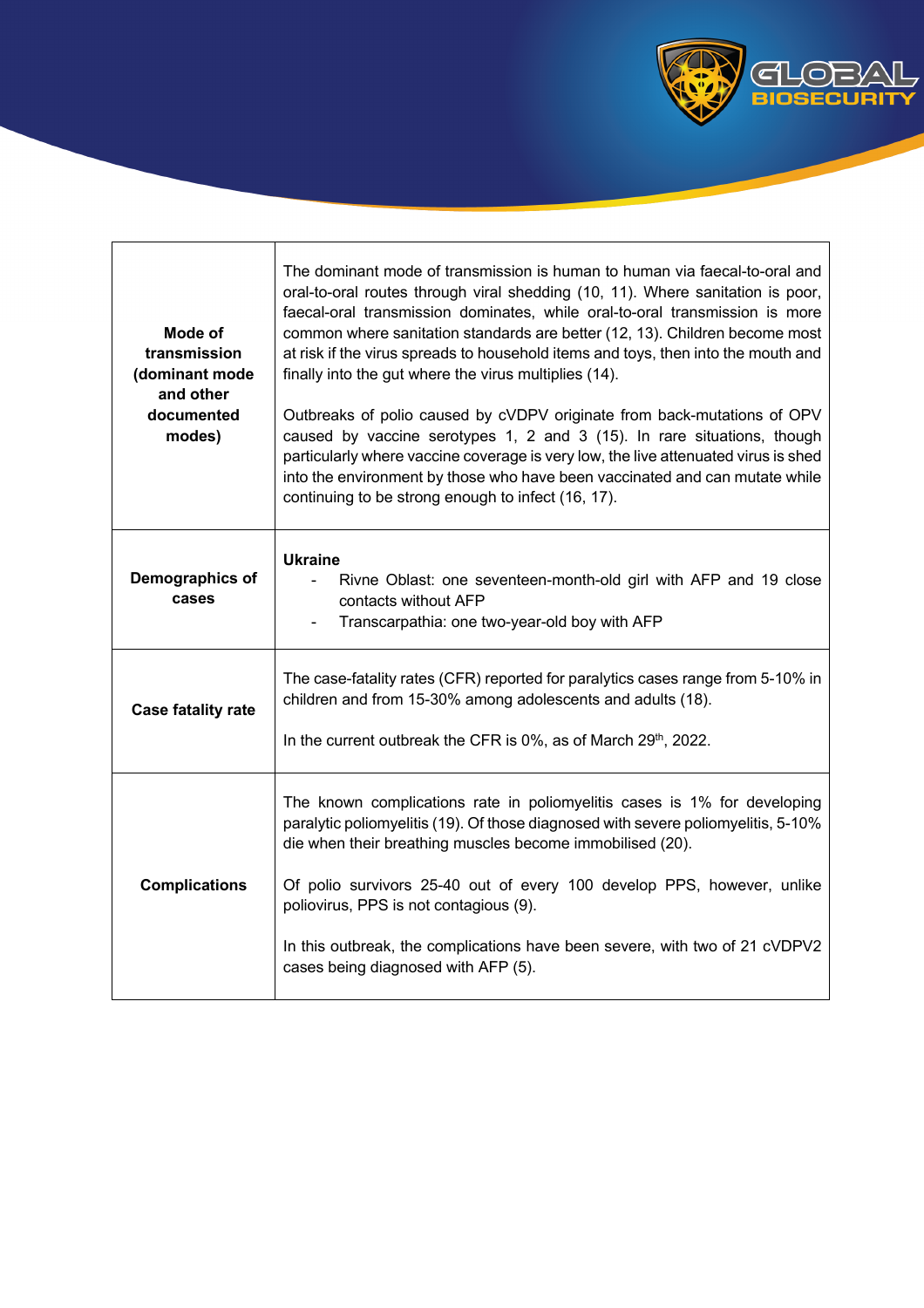| | |
|---|---|
| **Mode of transmission (dominant mode and other documented modes)** | The dominant mode of transmission is human to human via faecal-to-oral and oral-to-oral routes through viral shedding (10, 11). Where sanitation is poor, faecal-oral transmission dominates, while oral-to-oral transmission is more common where sanitation standards are better (12, 13). Children become most at risk if the virus spreads to household items and toys, then into the mouth and finally into the gut where the virus multiplies (14).<br><br>Outbreaks of polio caused by cVDPV originate from back-mutations of OPV caused by vaccine serotypes 1, 2 and 3 (15). In rare situations, though particularly where vaccine coverage is very low, the live attenuated virus is shed into the environment by those who have been vaccinated and can mutate while continuing to be strong enough to infect (16, 17). |
| **Demographics of cases** | **Ukraine**<br>- Rivne Oblast: one seventeen-month-old girl with AFP and 19 close contacts without AFP<br>- Transcarpathia: one two-year-old boy with AFP |
| **Case fatality rate** | The case-fatality rates (CFR) reported for paralytics cases range from 5-10% in children and from 15-30% among adolescents and adults (18).<br><br>In the current outbreak the CFR is 0%, as of March 29th, 2022. |
| **Complications** | The known complications rate in poliomyelitis cases is 1% for developing paralytic poliomyelitis (19). Of those diagnosed with severe poliomyelitis, 5-10% die when their breathing muscles become immobilised (20).<br><br>Of polio survivors 25-40 out of every 100 develop PPS, however, unlike poliovirus, PPS is not contagious (9).<br><br>In this outbreak, the complications have been severe, with two of 21 cVDPV2 cases being diagnosed with AFP (5). |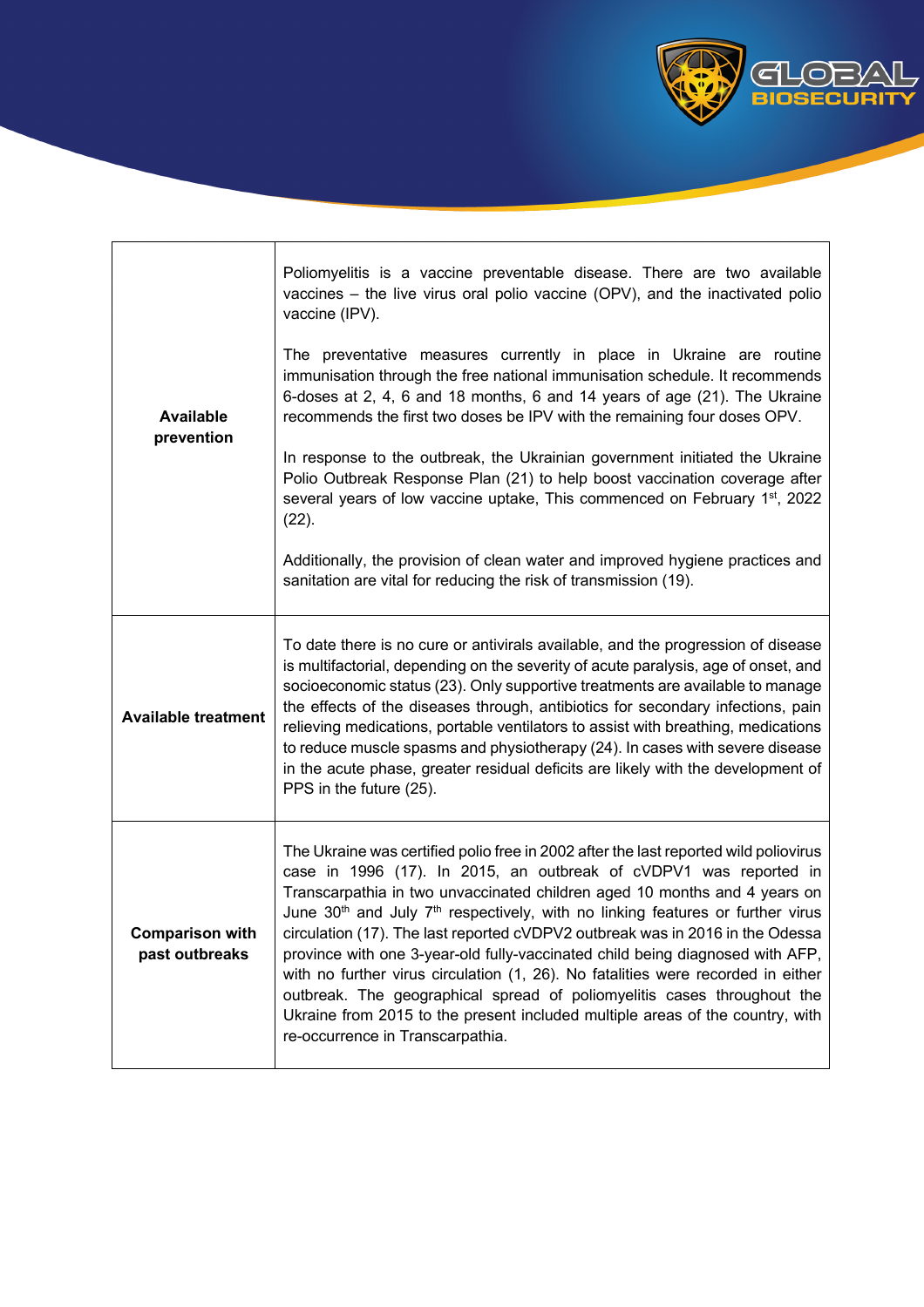| | |
|---|---|
| **Available prevention** | Poliomyelitis is a vaccine preventable disease. There are two available vaccines – the live virus oral polio vaccine (OPV), and the inactivated polio vaccine (IPV).<br><br>The preventative measures currently in place in Ukraine are routine immunisation through the free national immunisation schedule. It recommends 6-doses at 2, 4, 6 and 18 months, 6 and 14 years of age (21). The Ukraine recommends the first two doses be IPV with the remaining four doses OPV.<br><br>In response to the outbreak, the Ukrainian government initiated the Ukraine Polio Outbreak Response Plan (21) to help boost vaccination coverage after several years of low vaccine uptake, This commenced on February 1st, 2022 (22).<br><br>Additionally, the provision of clean water and improved hygiene practices and sanitation are vital for reducing the risk of transmission (19). |
| **Available treatment** | To date there is no cure or antivirals available, and the progression of disease is multifactorial, depending on the severity of acute paralysis, age of onset, and socioeconomic status (23). Only supportive treatments are available to manage the effects of the diseases through, antibiotics for secondary infections, pain relieving medications, portable ventilators to assist with breathing, medications to reduce muscle spasms and physiotherapy (24). In cases with severe disease in the acute phase, greater residual deficits are likely with the development of PPS in the future (25). |
| **Comparison with past outbreaks** | The Ukraine was certified polio free in 2002 after the last reported wild poliovirus case in 1996 (17). In 2015, an outbreak of cVDPV1 was reported in Transcarpathia in two unvaccinated children aged 10 months and 4 years on June 30th and July 7th respectively, with no linking features or further virus circulation (17). The last reported cVDPV2 outbreak was in 2016 in the Odessa province with one 3-year-old fully-vaccinated child being diagnosed with AFP, with no further virus circulation (1, 26). No fatalities were recorded in either outbreak. The geographical spread of poliomyelitis cases throughout the Ukraine from 2015 to the present included multiple areas of the country, with re-occurrence in Transcarpathia. |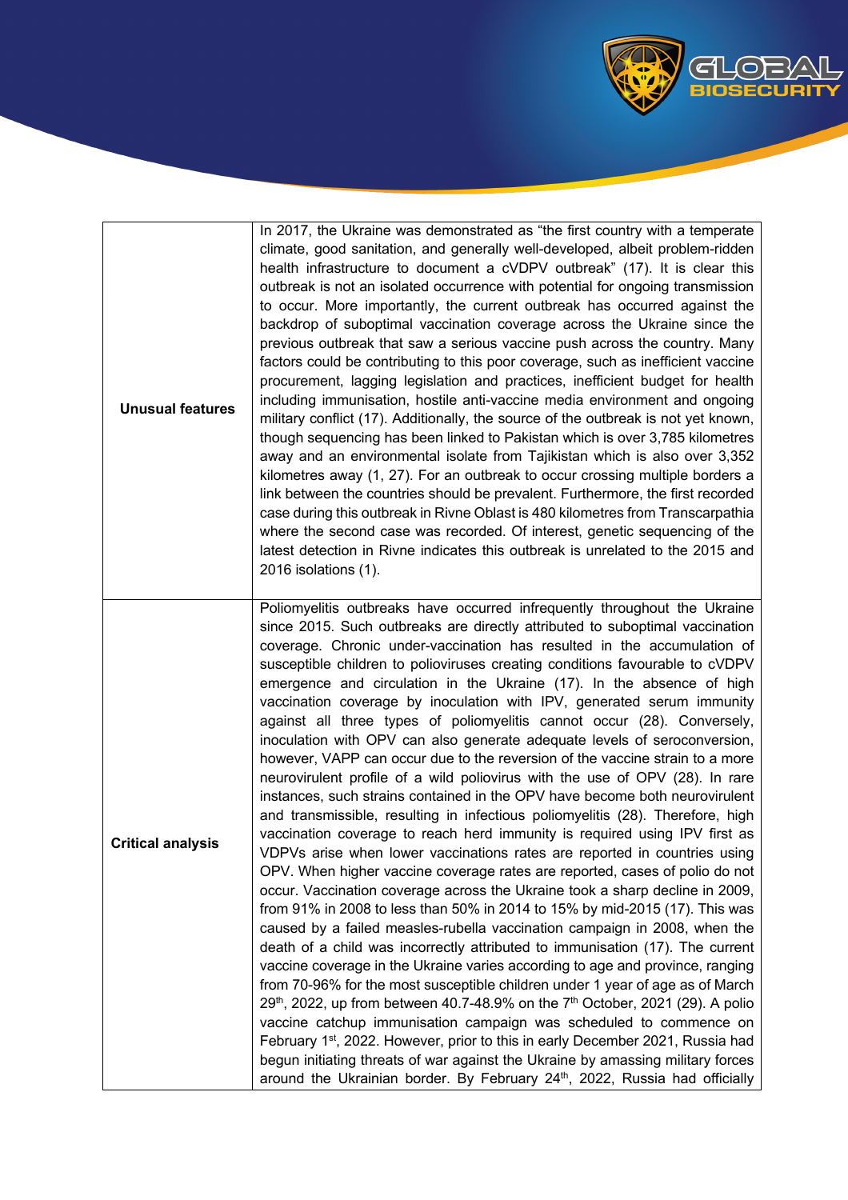| | |
|---|---|
| **Unusual features** | In 2017, the Ukraine was demonstrated as "the first country with a temperate climate, good sanitation, and generally well-developed, albeit problem-ridden health infrastructure to document a cVDPV outbreak" (17). It is clear this outbreak is not an isolated occurrence with potential for ongoing transmission to occur. More importantly, the current outbreak has occurred against the backdrop of suboptimal vaccination coverage across the Ukraine since the previous outbreak that saw a serious vaccine push across the country. Many factors could be contributing to this poor coverage, such as inefficient vaccine procurement, lagging legislation and practices, inefficient budget for health including immunisation, hostile anti-vaccine media environment and ongoing military conflict (17). Additionally, the source of the outbreak is not yet known, though sequencing has been linked to Pakistan which is over 3,785 kilometres away and an environmental isolate from Tajikistan which is also over 3,352 kilometres away (1, 27). For an outbreak to occur crossing multiple borders a link between the countries should be prevalent. Furthermore, the first recorded case during this outbreak in Rivne Oblast is 480 kilometres from Transcarpathia where the second case was recorded. Of interest, genetic sequencing of the latest detection in Rivne indicates this outbreak is unrelated to the 2015 and 2016 isolations (1). |
| **Critical analysis** | Poliomyelitis outbreaks have occurred infrequently throughout the Ukraine since 2015. Such outbreaks are directly attributed to suboptimal vaccination coverage. Chronic under-vaccination has resulted in the accumulation of susceptible children to polioviruses creating conditions favourable to cVDPV emergence and circulation in the Ukraine (17). In the absence of high vaccination coverage by inoculation with IPV, generated serum immunity against all three types of poliomyelitis cannot occur (28). Conversely, inoculation with OPV can also generate adequate levels of seroconversion, however, VAPP can occur due to the reversion of the vaccine strain to a more neurovirulent profile of a wild poliovirus with the use of OPV (28). In rare instances, such strains contained in the OPV have become both neurovirulent and transmissible, resulting in infectious poliomyelitis (28). Therefore, high vaccination coverage to reach herd immunity is required using IPV first as VDPVs arise when lower vaccinations rates are reported in countries using OPV. When higher vaccine coverage rates are reported, cases of polio do not occur. Vaccination coverage across the Ukraine took a sharp decline in 2009, from 91% in 2008 to less than 50% in 2014 to 15% by mid-2015 (17). This was caused by a failed measles-rubella vaccination campaign in 2008, when the death of a child was incorrectly attributed to immunisation (17). The current vaccine coverage in the Ukraine varies according to age and province, ranging from 70-96% for the most susceptible children under 1 year of age as of March 29th, 2022, up from between 40.7-48.9% on the 7th October, 2021 (29). A polio vaccine catchup immunisation campaign was scheduled to commence on February 1st, 2022. However, prior to this in early December 2021, Russia had begun initiating threats of war against the Ukraine by amassing military forces around the Ukrainian border. By February 24th, 2022, Russia had officially |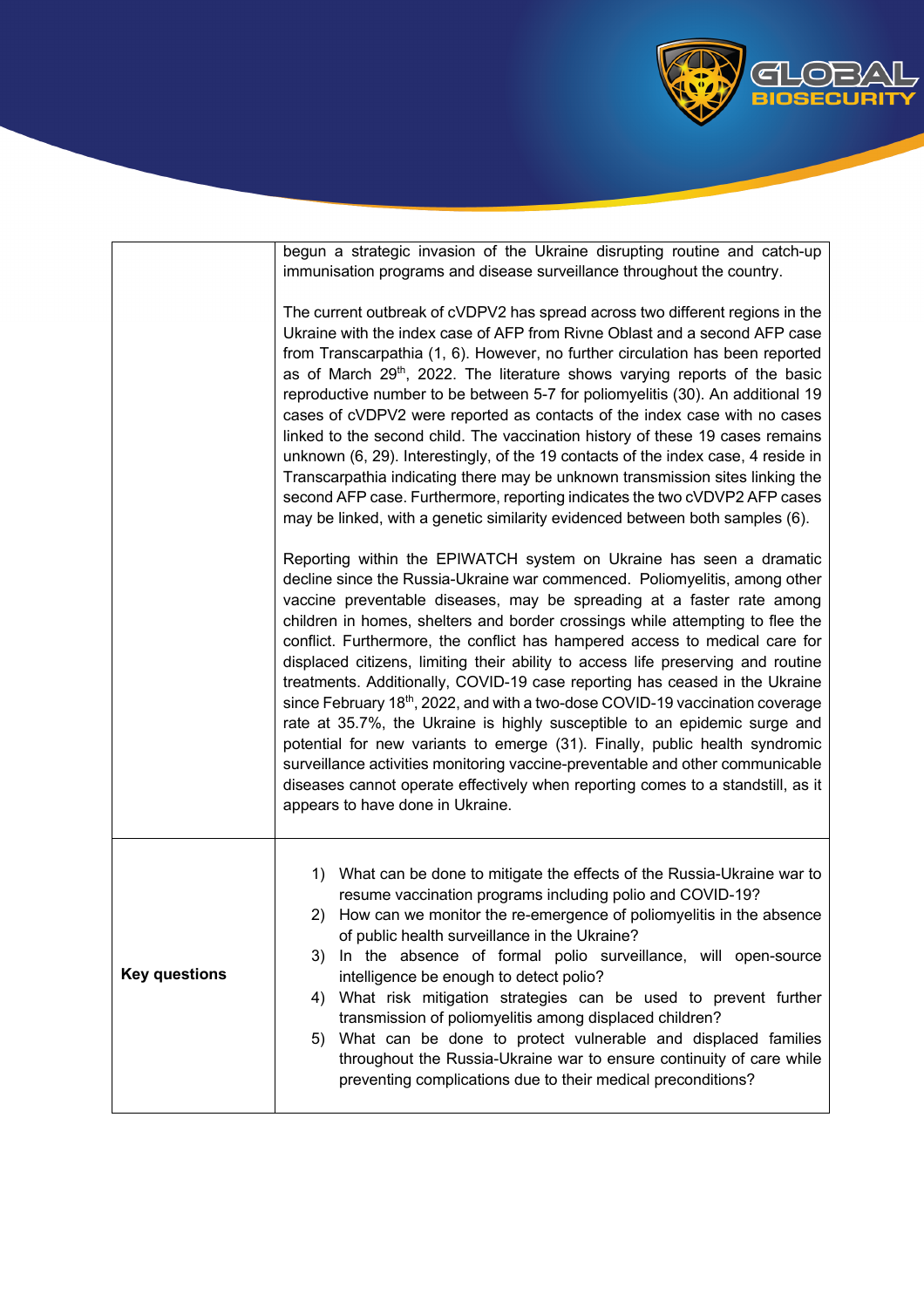| | |
|---|---|
| | begun a strategic invasion of the Ukraine disrupting routine and catch-up immunisation programs and disease surveillance throughout the country.<br><br>The current outbreak of cVDPV2 has spread across two different regions in the Ukraine with the index case of AFP from Rivne Oblast and a second AFP case from Transcarpathia (1, 6). However, no further circulation has been reported as of March 29th, 2022. The literature shows varying reports of the basic reproductive number to be between 5-7 for poliomyelitis (30). An additional 19 cases of cVDPV2 were reported as contacts of the index case with no cases linked to the second child. The vaccination history of these 19 cases remains unknown (6, 29). Interestingly, of the 19 contacts of the index case, 4 reside in Transcarpathia indicating there may be unknown transmission sites linking the second AFP case. Furthermore, reporting indicates the two cVDVP2 AFP cases may be linked, with a genetic similarity evidenced between both samples (6).<br><br>Reporting within the EPIWATCH system on Ukraine has seen a dramatic decline since the Russia-Ukraine war commenced. Poliomyelitis, among other vaccine preventable diseases, may be spreading at a faster rate among children in homes, shelters and border crossings while attempting to flee the conflict. Furthermore, the conflict has hampered access to medical care for displaced citizens, limiting their ability to access life preserving and routine treatments. Additionally, COVID-19 case reporting has ceased in the Ukraine since February 18th, 2022, and with a two-dose COVID-19 vaccination coverage rate at 35.7%, the Ukraine is highly susceptible to an epidemic surge and potential for new variants to emerge (31). Finally, public health syndromic surveillance activities monitoring vaccine-preventable and other communicable diseases cannot operate effectively when reporting comes to a standstill, as it appears to have done in Ukraine. |
| **Key questions** | 1) What can be done to mitigate the effects of the Russia-Ukraine war to resume vaccination programs including polio and COVID-19?<br>2) How can we monitor the re-emergence of poliomyelitis in the absence of public health surveillance in the Ukraine?<br>3) In the absence of formal polio surveillance, will open-source intelligence be enough to detect polio?<br>4) What risk mitigation strategies can be used to prevent further transmission of poliomyelitis among displaced children?<br>5) What can be done to protect vulnerable and displaced families throughout the Russia-Ukraine war to ensure continuity of care while preventing complications due to their medical preconditions? |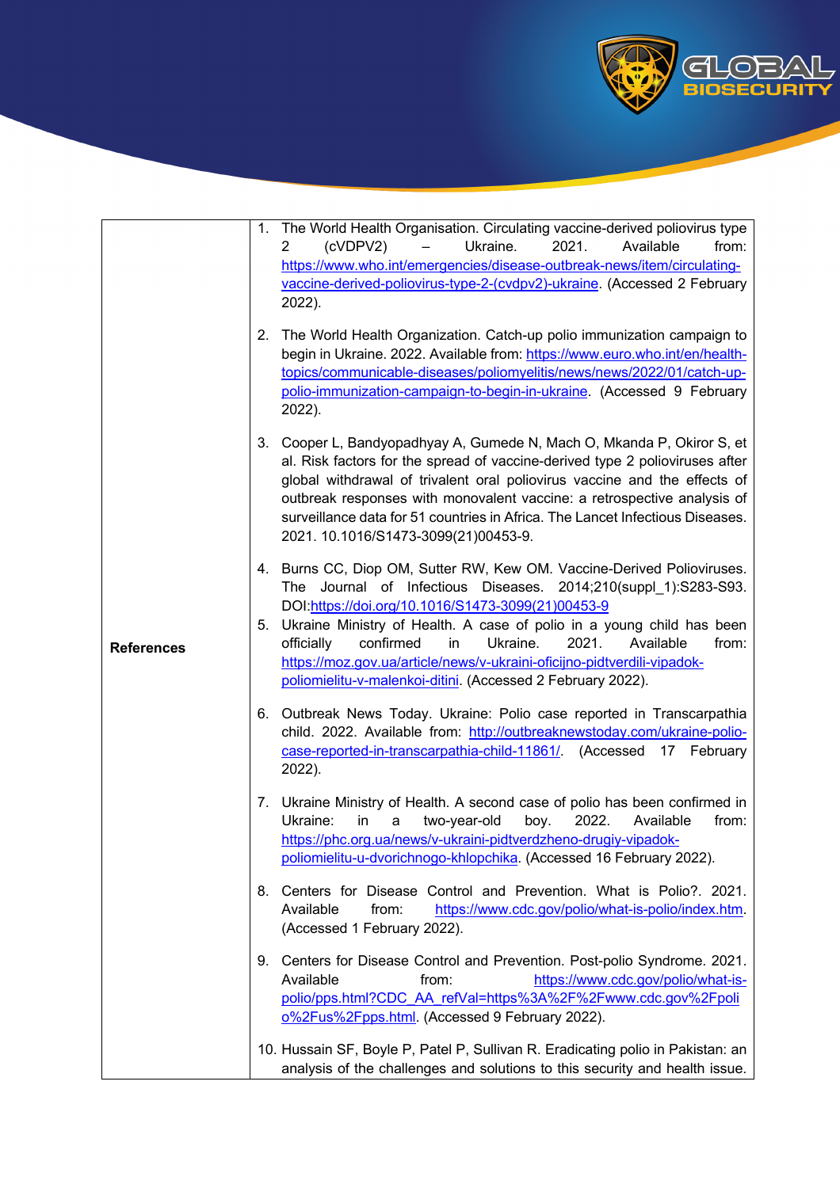| References | 1. The World Health Organisation. Circulating vaccine-derived poliovirus type 2 (cVDPV2) – Ukraine. 2021. Available from: https://www.who.int/emergencies/disease-outbreak-news/item/circulating-vaccine-derived-poliovirus-type-2-(cvdpv2)-ukraine. (Accessed 2 February 2022).<br><br>2. The World Health Organization. Catch-up polio immunization campaign to begin in Ukraine. 2022. Available from: https://www.euro.who.int/en/health-topics/communicable-diseases/poliomyelitis/news/news/2022/01/catch-up-polio-immunization-campaign-to-begin-in-ukraine. (Accessed 9 February 2022).<br><br>3. Cooper L, Bandyopadhyay A, Gumede N, Mach O, Mkanda P, Okiror S, et al. Risk factors for the spread of vaccine-derived type 2 polioviruses after global withdrawal of trivalent oral poliovirus vaccine and the effects of outbreak responses with monovalent vaccine: a retrospective analysis of surveillance data for 51 countries in Africa. The Lancet Infectious Diseases. 2021. 10.1016/S1473-3099(21)00453-9.<br><br>4. Burns CC, Diop OM, Sutter RW, Kew OM. Vaccine-Derived Polioviruses. The Journal of Infectious Diseases. 2014;210(suppl_1):S283-S93. DOI:https://doi.org/10.1016/S1473-3099(21)00453-9<br>5. Ukraine Ministry of Health. A case of polio in a young child has been officially confirmed in Ukraine. 2021. Available from: https://moz.gov.ua/article/news/v-ukraini-oficijno-pidtverdili-vipadok-poliomielitu-v-malenkoi-ditini. (Accessed 2 February 2022).<br><br>6. Outbreak News Today. Ukraine: Polio case reported in Transcarpathia child. 2022. Available from: http://outbreaknewstoday.com/ukraine-polio-case-reported-in-transcarpathia-child-11861/. (Accessed 17 February 2022).<br><br>7. Ukraine Ministry of Health. A second case of polio has been confirmed in Ukraine: in a two-year-old boy. 2022. Available from: https://phc.org.ua/news/v-ukraini-pidtverdzheno-drugiy-vipadok-poliomielitu-u-dvorichnogo-khlopchika. (Accessed 16 February 2022).<br><br>8. Centers for Disease Control and Prevention. What is Polio?. 2021. Available from: https://www.cdc.gov/polio/what-is-polio/index.htm. (Accessed 1 February 2022).<br><br>9. Centers for Disease Control and Prevention. Post-polio Syndrome. 2021. Available from: https://www.cdc.gov/polio/what-is-polio/pps.html?CDC_AA_refVal=https%3A%2F%2Fwww.cdc.gov%2Fpolio%2Fus%2Fpps.html. (Accessed 9 February 2022).<br><br>10. Hussain SF, Boyle P, Patel P, Sullivan R. Eradicating polio in Pakistan: an analysis of the challenges and solutions to this security and health issue. |
|---|---|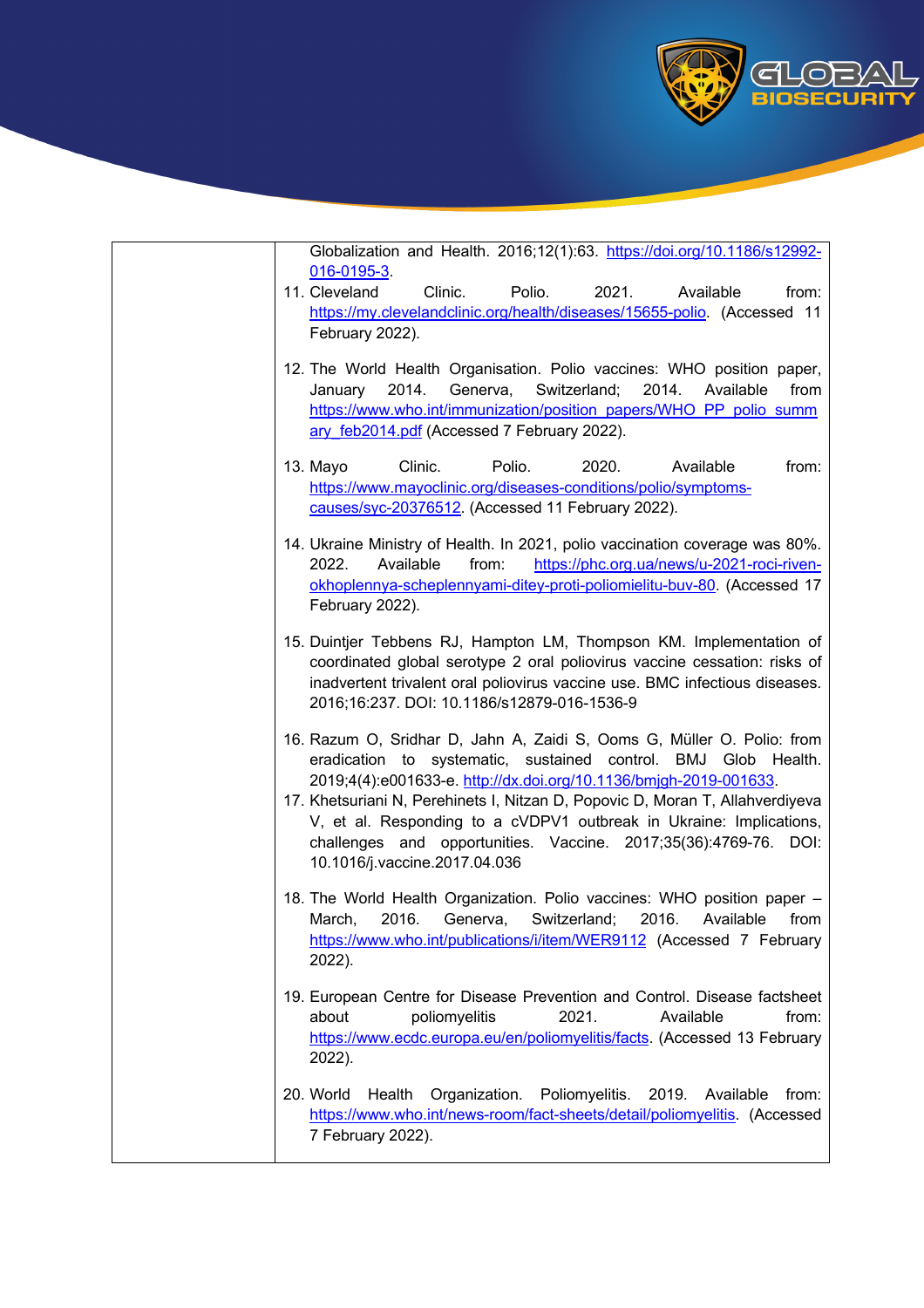Globalization and Health. 2016;12(1):63. https://doi.org/10.1186/s12992-016-0195-3.

11. Cleveland Clinic. Polio. 2021. Available from: https://my.clevelandclinic.org/health/diseases/15655-polio. (Accessed 11 February 2022).

12. The World Health Organisation. Polio vaccines: WHO position paper, January 2014. Genreva, Switzerland; 2014. Available from https://www.who.int/immunization/position_papers/WHO_PP_polio_summary_feb2014.pdf (Accessed 7 February 2022).

13. Mayo Clinic. Polio. 2020. Available from: https://www.mayoclinic.org/diseases-conditions/polio/symptoms-causes/syc-20376512. (Accessed 11 February 2022).

14. Ukraine Ministry of Health. In 2021, polio vaccination coverage was 80%. 2022. Available from: https://phc.org.ua/news/u-2021-roci-riven-okhoplennya-scheplennyami-ditey-proti-poliomielitu-buv-80. (Accessed 17 February 2022).

15. Duintjer Tebbens RJ, Hampton LM, Thompson KM. Implementation of coordinated global serotype 2 oral poliovirus vaccine cessation: risks of inadvertent trivalent oral poliovirus vaccine use. BMC infectious diseases. 2016;16:237. DOI: 10.1186/s12879-016-1536-9

16. Razum O, Sridhar D, Jahn A, Zaidi S, Ooms G, Müller O. Polio: from eradication to systematic, sustained control. BMJ Glob Health. 2019;4(4):e001633-e. http://dx.doi.org/10.1136/bmjgh-2019-001633.

17. Khetsuriani N, Perehinets I, Nitzan D, Popovic D, Moran T, Allahverdiyeva V, et al. Responding to a cVDPV1 outbreak in Ukraine: Implications, challenges and opportunities. Vaccine. 2017;35(36):4769-76. DOI: 10.1016/j.vaccine.2017.04.036

18. The World Health Organization. Polio vaccines: WHO position paper – March, 2016. Genreva, Switzerland; 2016. Available from https://www.who.int/publications/i/item/WER9112 (Accessed 7 February 2022).

19. European Centre for Disease Prevention and Control. Disease factsheet about poliomyelitis 2021. Available from: https://www.ecdc.europa.eu/en/poliomyelitis/facts. (Accessed 13 February 2022).

20. World Health Organization. Poliomyelitis. 2019. Available from: https://www.who.int/news-room/fact-sheets/detail/poliomyelitis. (Accessed 7 February 2022).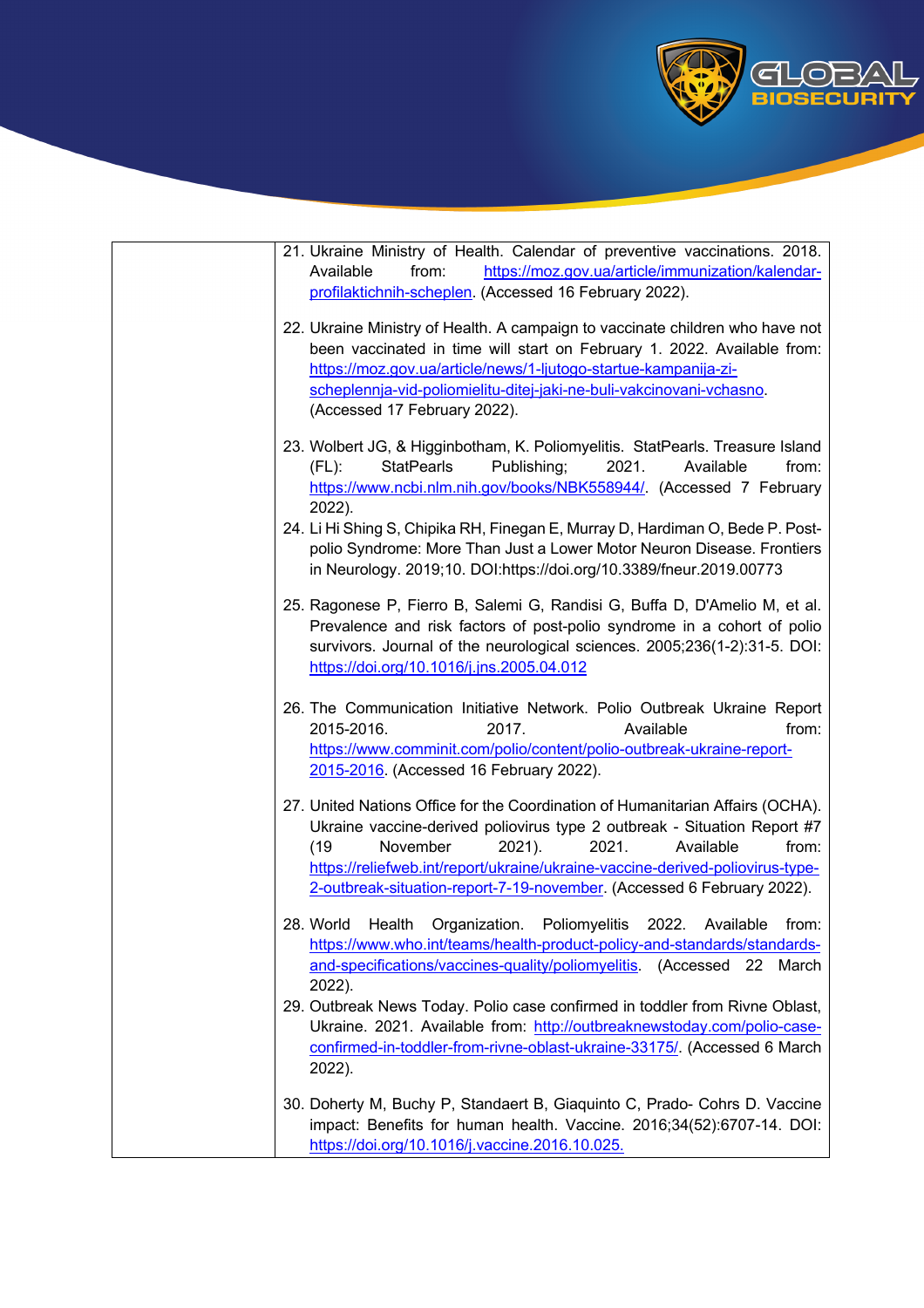21. Ukraine Ministry of Health. Calendar of preventive vaccinations. 2018. Available from: https://moz.gov.ua/article/immunization/kalendar-profilaktichnih-scheplen. (Accessed 16 February 2022).

22. Ukraine Ministry of Health. A campaign to vaccinate children who have not been vaccinated in time will start on February 1. 2022. Available from: https://moz.gov.ua/article/news/1-ljutogo-startue-kampanija-zi-scheplennja-vid-poliomielitu-ditej-jaki-ne-buli-vakcinovani-vchasno. (Accessed 17 February 2022).

23. Wolbert JG, & Higginbotham, K. Poliomyelitis. StatPearls. Treasure Island (FL): StatPearls Publishing; 2021. Available from: https://www.ncbi.nlm.nih.gov/books/NBK558944/. (Accessed 7 February 2022).

24. Li Hi Shing S, Chipika RH, Finegan E, Murray D, Hardiman O, Bede P. Post-polio Syndrome: More Than Just a Lower Motor Neuron Disease. Frontiers in Neurology. 2019;10. DOI:https://doi.org/10.3389/fneur.2019.00773

25. Ragonese P, Fierro B, Salemi G, Randisi G, Buffa D, D'Amelio M, et al. Prevalence and risk factors of post-polio syndrome in a cohort of polio survivors. Journal of the neurological sciences. 2005;236(1-2):31-5. DOI: https://doi.org/10.1016/j.jns.2005.04.012

26. The Communication Initiative Network. Polio Outbreak Ukraine Report 2015-2016. 2017. Available from: https://www.comminit.com/polio/content/polio-outbreak-ukraine-report-2015-2016. (Accessed 16 February 2022).

27. United Nations Office for the Coordination of Humanitarian Affairs (OCHA). Ukraine vaccine-derived poliovirus type 2 outbreak - Situation Report #7 (19 November 2021). 2021. Available from: https://reliefweb.int/report/ukraine/ukraine-vaccine-derived-poliovirus-type-2-outbreak-situation-report-7-19-november. (Accessed 6 February 2022).

28. World Health Organization. Poliomyelitis 2022. Available from: https://www.who.int/teams/health-product-policy-and-standards/standards-and-specifications/vaccines-quality/poliomyelitis. (Accessed 22 March 2022).

29. Outbreak News Today. Polio case confirmed in toddler from Rivne Oblast, Ukraine. 2021. Available from: http://outbreaknewstoday.com/polio-case-confirmed-in-toddler-from-rivne-oblast-ukraine-33175/. (Accessed 6 March 2022).

30. Doherty M, Buchy P, Standaert B, Giaquinto C, Prado- Cohrs D. Vaccine impact: Benefits for human health. Vaccine. 2016;34(52):6707-14. DOI: https://doi.org/10.1016/j.vaccine.2016.10.025.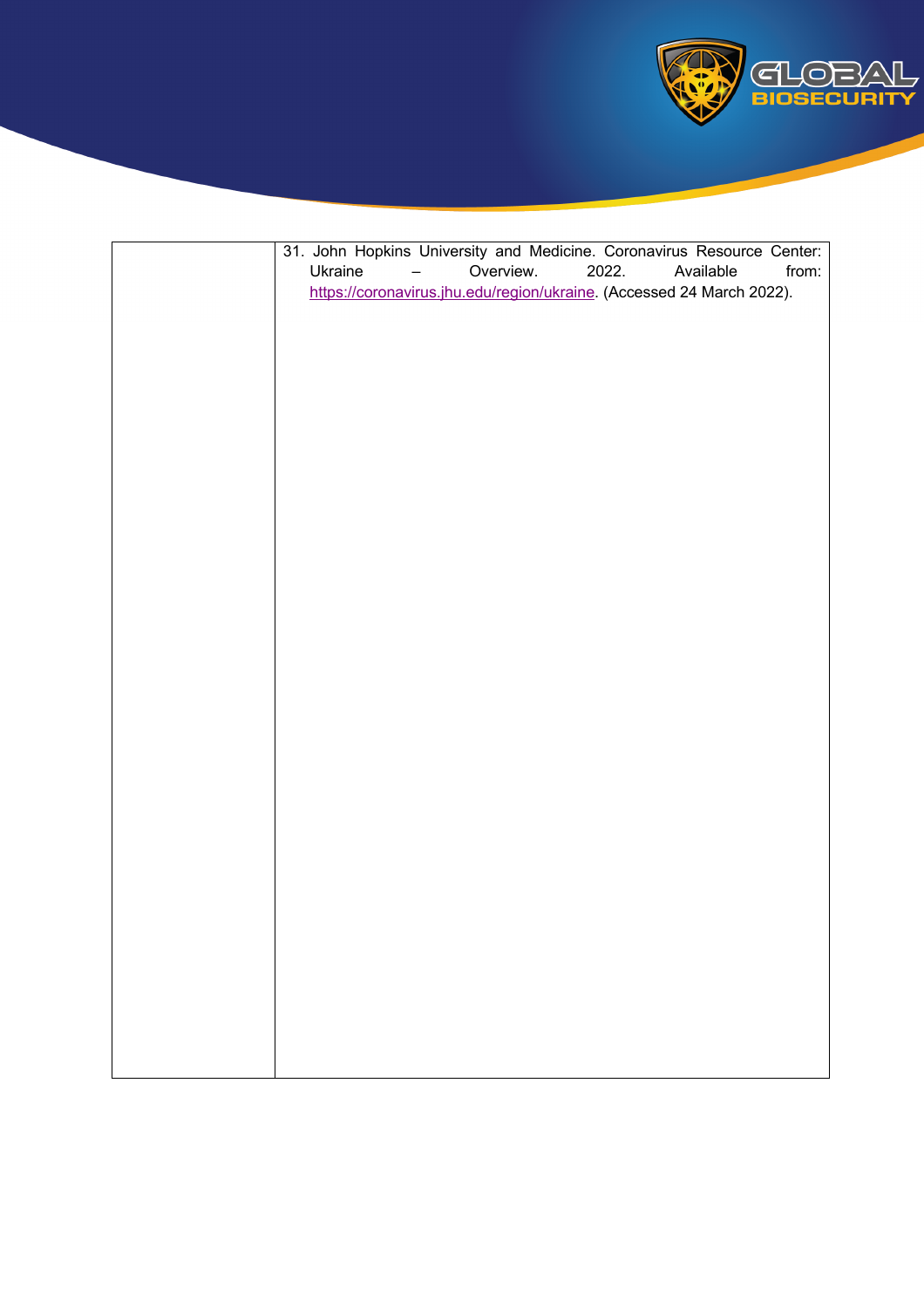| | |
|---|---|
| | 31. John Hopkins University and Medicine. Coronavirus Resource Center: Ukraine – Overview. 2022. Available from: https://coronavirus.jhu.edu/region/ukraine. (Accessed 24 March 2022). |